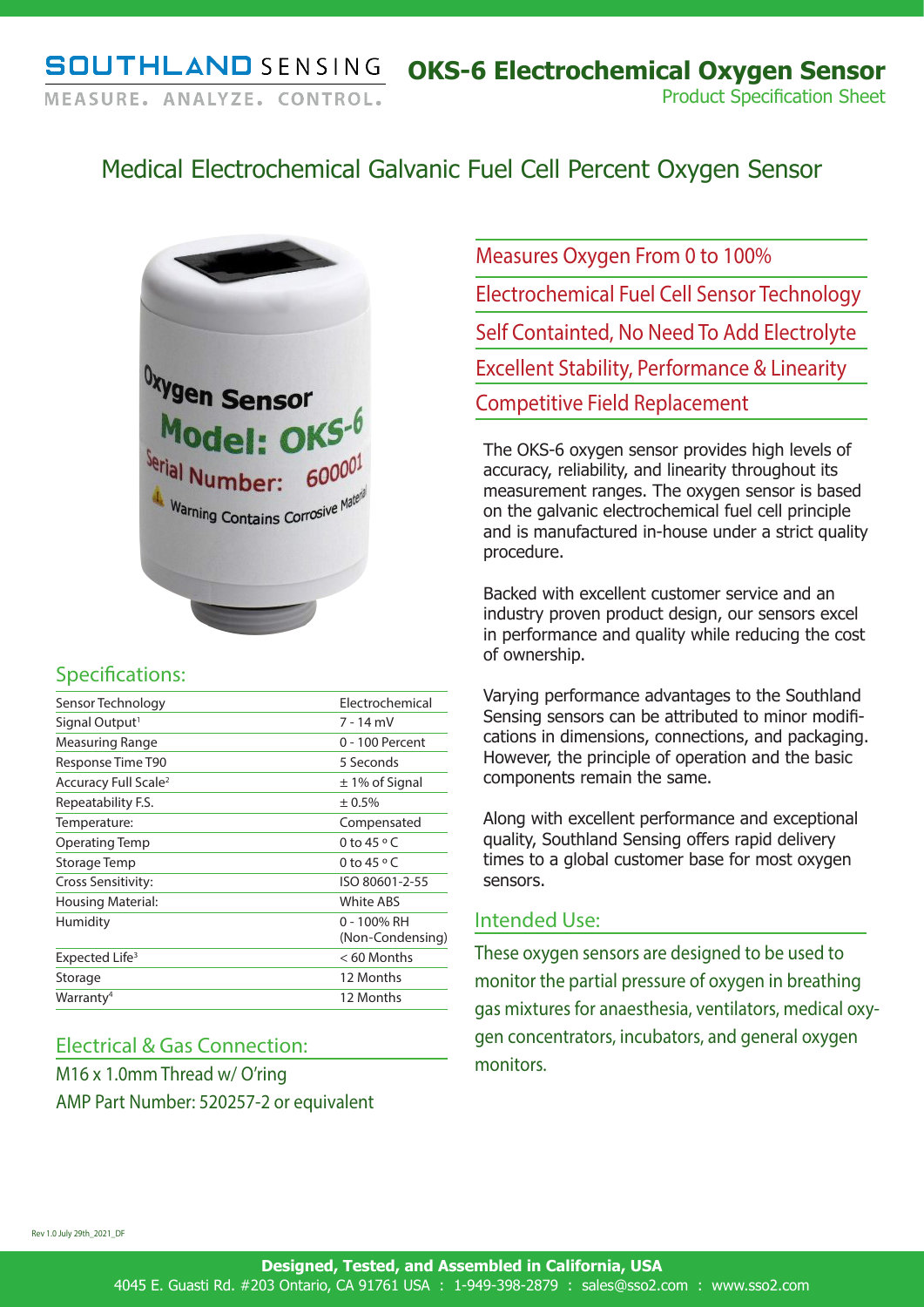SOUTHLAND SENSING

MEASURE. ANALYZE. CONTROL.

# OKS-6 Electrochemical Oxygen Sensor

Product Specification Sheet

## Medical Electrochemical Galvanic Fuel Cell Percent Oxygen Sensor

Measures Oxygen From 0 to 100%

Electrochemical Fuel Cell Sensor Technology

Self Containted, No Need To Add Electrolyte

Excellent Stability, Performance & Linearity

Competitive Field Replacement

The OKS-6 oxygen sensor provides high levels of accuracy, reliability, and linearity throughout its measurement ranges. The oxygen sensor is based on the galvanic electrochemical fuel cell principle and is manufactured in-house under a strict quality procedure.

Backed with excellent customer service and an industry proven product design, our sensors excel in performance and quality while reducing the cost of ownership.

Varying performance advantages to the Southland Sensing sensors can be attributed to minor modifications in dimensions, connections, and packaging. However, the principle of operation and the basic components remain the same.

Along with excellent performance and exceptional quality, Southland Sensing offers rapid delivery times to a global customer base for most oxygen sensors.

## Specifications:

| Specification | Value |
|---|---|
| Sensor Technology | Electrochemical |
| Signal Output[1] | 7 - 14 mV |
| Measuring Range | 0 - 100 Percent |
| Response Time T90 | 5 Seconds |
| Accuracy Full Scale[2] | ± 1% of Signal |
| Repeatability F.S. | ± 0.5% |
| Temperature: | Compensated |
| Operating Temp | 0 to 45 °C |
| Storage Temp | 0 to 45 °C |
| Cross Sensitivity: | ISO 80601-2-55 |
| Housing Material: | White ABS |
| Humidity | 0 - 100% RH (Non-Condensing) |
| Expected Life[3] | < 60 Months |
| Storage | 12 Months |
| Warranty[4] | 12 Months |

## Electrical & Gas Connection:

M16 x 1.0mm Thread w/ O'ring

AMP Part Number: 520257-2 or equivalent

## Intended Use:

These oxygen sensors are designed to be used to monitor the partial pressure of oxygen in breathing gas mixtures for anaesthesia, ventilators, medical oxygen concentrators, incubators, and general oxygen monitors.

Rev 1.0 July 29th_2021_DF

**Designed, Tested, and Assembled in California, USA**

4045 E. Guasti Rd. #203 Ontario, CA 91761 USA : 1-949-398-2879 : sales@sso2.com : www.sso2.com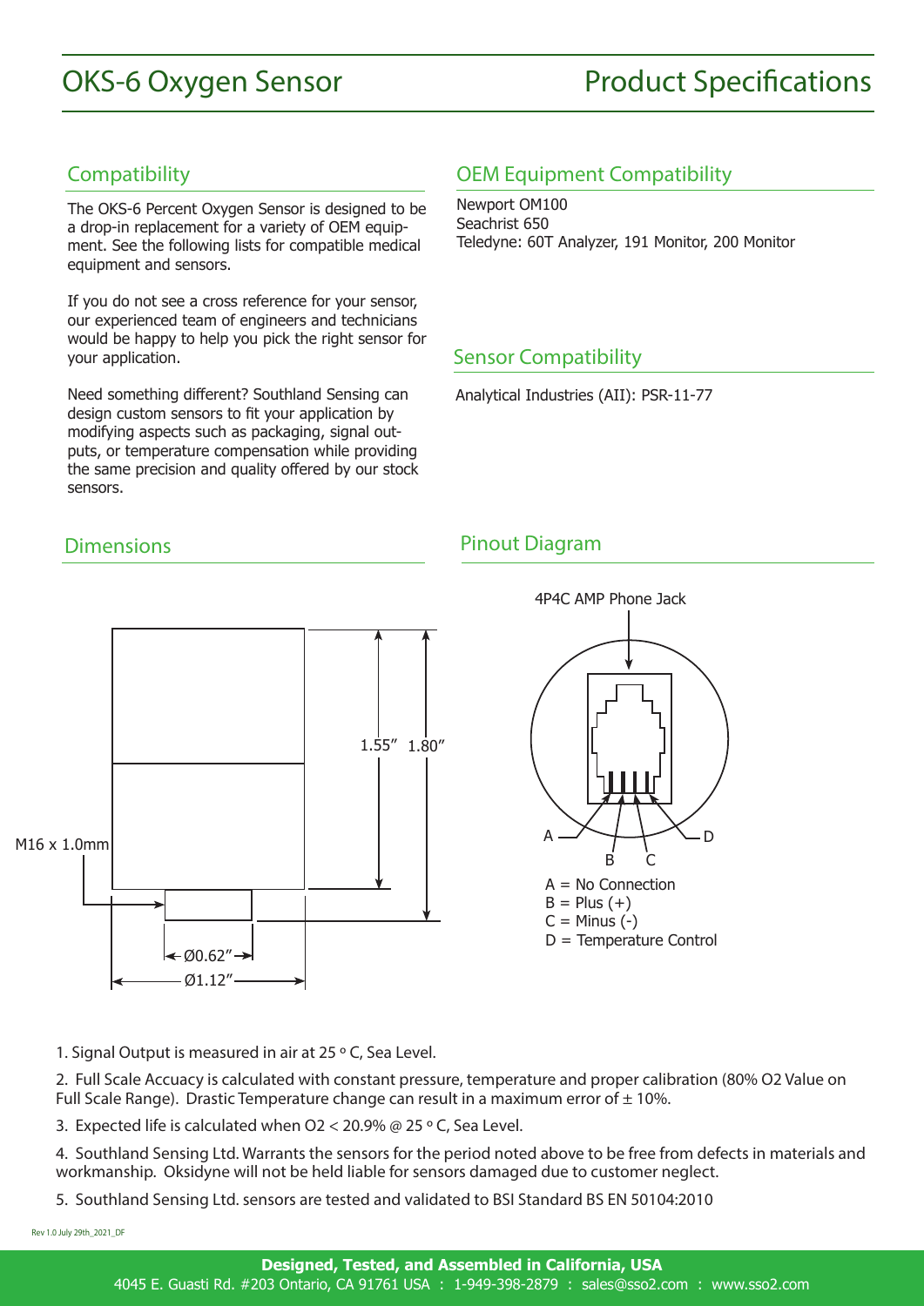# OKS-6 Oxygen Sensor

# Product Specifications

## Compatibility

The OKS-6 Percent Oxygen Sensor is designed to be a drop-in replacement for a variety of OEM equipment. See the following lists for compatible medical equipment and sensors.

If you do not see a cross reference for your sensor, our experienced team of engineers and technicians would be happy to help you pick the right sensor for your application.

Need something different? Southland Sensing can design custom sensors to fit your application by modifying aspects such as packaging, signal outputs, or temperature compensation while providing the same precision and quality offered by our stock sensors.

## OEM Equipment Compatibility

Newport OM100
Seachrist 650
Teledyne: 60T Analyzer, 191 Monitor, 200 Monitor

## Sensor Compatibility

Analytical Industries (AII): PSR-11-77

## Dimensions

M16 x 1.0mm

1.55″

1.80″

Ø0.62″

Ø1.12″

## Pinout Diagram

4P4C AMP Phone Jack

A B C D

A = No Connection
B = Plus (+)
C = Minus (-)
D = Temperature Control

1. Signal Output is measured in air at 25 º C, Sea Level.

2. Full Scale Accuacy is calculated with constant pressure, temperature and proper calibration (80% O2 Value on Full Scale Range). Drastic Temperature change can result in a maximum error of ± 10%.

3. Expected life is calculated when O2 < 20.9% @ 25 º C, Sea Level.

4. Southland Sensing Ltd. Warrants the sensors for the period noted above to be free from defects in materials and workmanship. Oksidyne will not be held liable for sensors damaged due to customer neglect.

5. Southland Sensing Ltd. sensors are tested and validated to BSI Standard BS EN 50104:2010

Rev 1.0 July 29th_2021_DF

**Designed, Tested, and Assembled in California, USA**
4045 E. Guasti Rd. #203 Ontario, CA 91761 USA : 1-949-398-2879 : sales@sso2.com : www.sso2.com